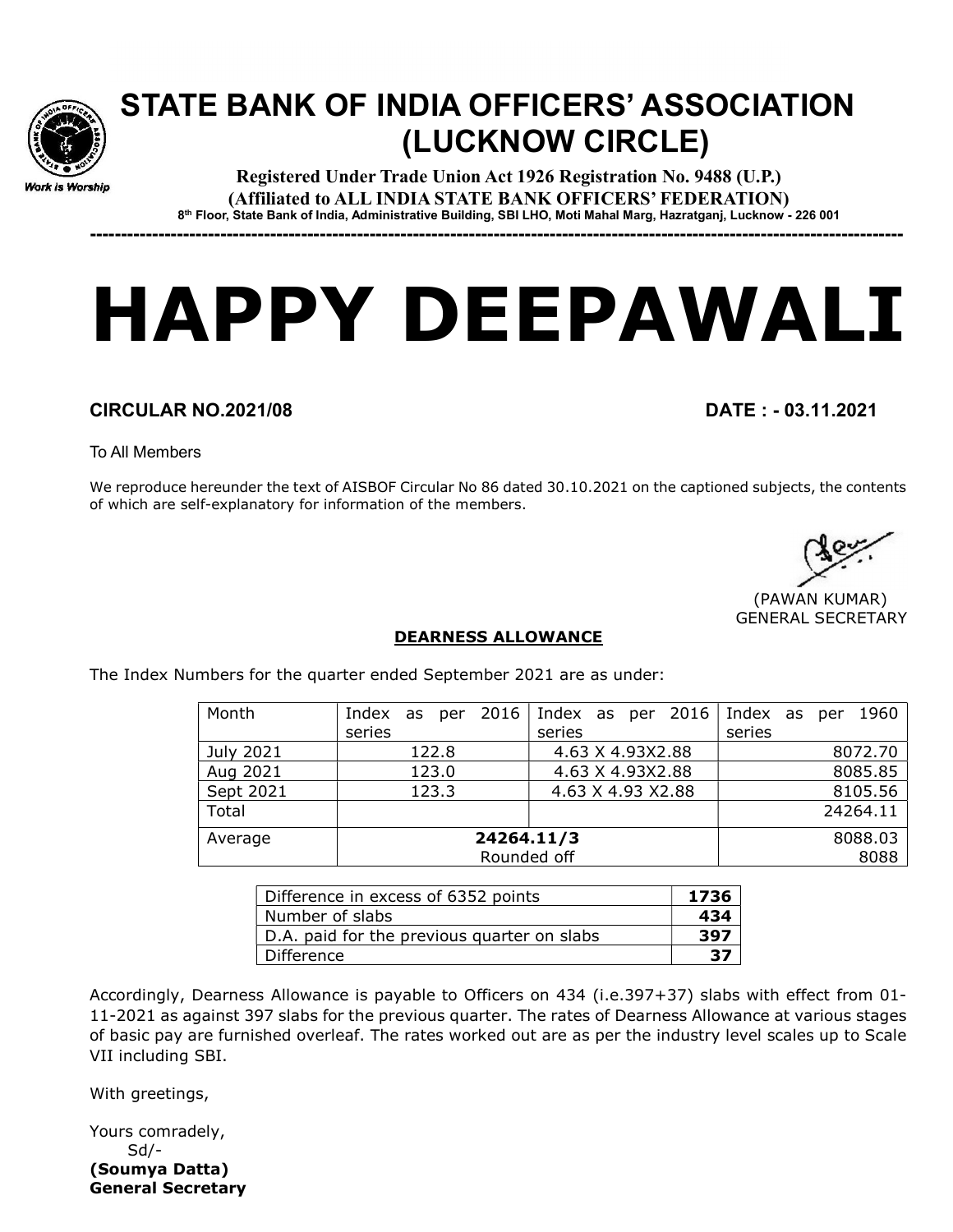# STATE BANK OF INDIA OFFICERS' ASSOCIATION (LUCKNOW CIRCLE)

*Work is Worship*

**Registered Under Trade Union Act 1926 Registration No. 9488 (U.P.)**
**(Affiliated to ALL INDIA STATE BANK OFFICERS' FEDERATION)**
8th Floor, State Bank of India, Administrative Building, SBI LHO, Moti Mahal Marg, Hazratganj, Lucknow - 226 001

---

# HAPPY DEEPAWALI

**CIRCULAR NO.2021/08** **DATE : - 03.11.2021**

To All Members

We reproduce hereunder the text of AISBOF Circular No 86 dated 30.10.2021 on the captioned subjects, the contents of which are self-explanatory for information of the members.

(PAWAN KUMAR)
GENERAL SECRETARY

**DEARNESS ALLOWANCE**

The Index Numbers for the quarter ended September 2021 are as under:

| Month | Index as per 2016 series | Index as per 2016 series | Index as per 1960 series |
|---|---|---|---|
| July 2021 | 122.8 | 4.63 X 4.93X2.88 | 8072.70 |
| Aug 2021 | 123.0 | 4.63 X 4.93X2.88 | 8085.85 |
| Sept 2021 | 123.3 | 4.63 X 4.93 X2.88 | 8105.56 |
| Total | | | 24264.11 |
| Average | **24264.11/3** Rounded off | | 8088.03 8088 |

| | |
|---|---|
| Difference in excess of 6352 points | **1736** |
| Number of slabs | **434** |
| D.A. paid for the previous quarter on slabs | **397** |
| Difference | **37** |

Accordingly, Dearness Allowance is payable to Officers on 434 (i.e.397+37) slabs with effect from 01-11-2021 as against 397 slabs for the previous quarter. The rates of Dearness Allowance at various stages of basic pay are furnished overleaf. The rates worked out are as per the industry level scales up to Scale VII including SBI.

With greetings,

Yours comradely,
Sd/-
**(Soumya Datta)**
**General Secretary**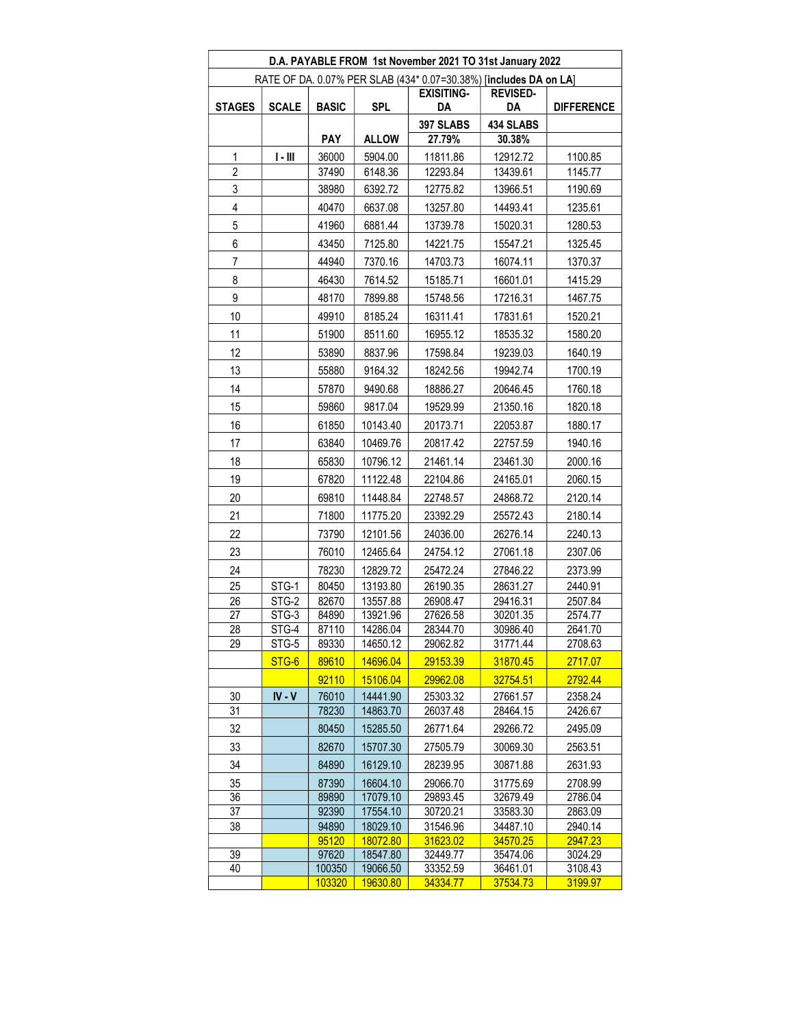| D.A. PAYABLE FROM 1st November 2021 TO 31st January 2022 | | | | | | |
|---|---|---|---|---|---|---|
| RATE OF DA. 0.07% PER SLAB (434* 0.07=30.38%) **[includes DA on LA]** | | | | | | |
| **STAGES** | **SCALE** | **BASIC** | **SPL** | **EXISITING-DA** | **REVISED-DA** | **DIFFERENCE** |
| | | | | **397 SLABS** | **434 SLABS** | |
| | | **PAY** | **ALLOW** | **27.79%** | **30.38%** | |
| 1 | **I - III** | 36000 | 5904.00 | 11811.86 | 12912.72 | 1100.85 |
| 2 | | 37490 | 6148.36 | 12293.84 | 13439.61 | 1145.77 |
| 3 | | 38980 | 6392.72 | 12775.82 | 13966.51 | 1190.69 |
| 4 | | 40470 | 6637.08 | 13257.80 | 14493.41 | 1235.61 |
| 5 | | 41960 | 6881.44 | 13739.78 | 15020.31 | 1280.53 |
| 6 | | 43450 | 7125.80 | 14221.75 | 15547.21 | 1325.45 |
| 7 | | 44940 | 7370.16 | 14703.73 | 16074.11 | 1370.37 |
| 8 | | 46430 | 7614.52 | 15185.71 | 16601.01 | 1415.29 |
| 9 | | 48170 | 7899.88 | 15748.56 | 17216.31 | 1467.75 |
| 10 | | 49910 | 8185.24 | 16311.41 | 17831.61 | 1520.21 |
| 11 | | 51900 | 8511.60 | 16955.12 | 18535.32 | 1580.20 |
| 12 | | 53890 | 8837.96 | 17598.84 | 19239.03 | 1640.19 |
| 13 | | 55880 | 9164.32 | 18242.56 | 19942.74 | 1700.19 |
| 14 | | 57870 | 9490.68 | 18886.27 | 20646.45 | 1760.18 |
| 15 | | 59860 | 9817.04 | 19529.99 | 21350.16 | 1820.18 |
| 16 | | 61850 | 10143.40 | 20173.71 | 22053.87 | 1880.17 |
| 17 | | 63840 | 10469.76 | 20817.42 | 22757.59 | 1940.16 |
| 18 | | 65830 | 10796.12 | 21461.14 | 23461.30 | 2000.16 |
| 19 | | 67820 | 11122.48 | 22104.86 | 24165.01 | 2060.15 |
| 20 | | 69810 | 11448.84 | 22748.57 | 24868.72 | 2120.14 |
| 21 | | 71800 | 11775.20 | 23392.29 | 25572.43 | 2180.14 |
| 22 | | 73790 | 12101.56 | 24036.00 | 26276.14 | 2240.13 |
| 23 | | 76010 | 12465.64 | 24754.12 | 27061.18 | 2307.06 |
| 24 | | 78230 | 12829.72 | 25472.24 | 27846.22 | 2373.99 |
| 25 | STG-1 | 80450 | 13193.80 | 26190.35 | 28631.27 | 2440.91 |
| 26 | STG-2 | 82670 | 13557.88 | 26908.47 | 29416.31 | 2507.84 |
| 27 | STG-3 | 84890 | 13921.96 | 27626.58 | 30201.35 | 2574.77 |
| 28 | STG-4 | 87110 | 14286.04 | 28344.70 | 30986.40 | 2641.70 |
| 29 | STG-5 | 89330 | 14650.12 | 29062.82 | 31771.44 | 2708.63 |
| | STG-6 | 89610 | 14696.04 | 29153.39 | 31870.45 | 2717.07 |
| | | 92110 | 15106.04 | 29962.08 | 32754.51 | 2792.44 |
| 30 | **IV - V** | 76010 | 14441.90 | 25303.32 | 27661.57 | 2358.24 |
| 31 | | 78230 | 14863.70 | 26037.48 | 28464.15 | 2426.67 |
| 32 | | 80450 | 15285.50 | 26771.64 | 29266.72 | 2495.09 |
| 33 | | 82670 | 15707.30 | 27505.79 | 30069.30 | 2563.51 |
| 34 | | 84890 | 16129.10 | 28239.95 | 30871.88 | 2631.93 |
| 35 | | 87390 | 16604.10 | 29066.70 | 31775.69 | 2708.99 |
| 36 | | 89890 | 17079.10 | 29893.45 | 32679.49 | 2786.04 |
| 37 | | 92390 | 17554.10 | 30720.21 | 33583.30 | 2863.09 |
| 38 | | 94890 | 18029.10 | 31546.96 | 34487.10 | 2940.14 |
| | | 95120 | 18072.80 | 31623.02 | 34570.25 | 2947.23 |
| 39 | | 97620 | 18547.80 | 32449.77 | 35474.06 | 3024.29 |
| 40 | | 100350 | 19066.50 | 33352.59 | 36461.01 | 3108.43 |
| | | 103320 | 19630.80 | 34334.77 | 37534.73 | 3199.97 |